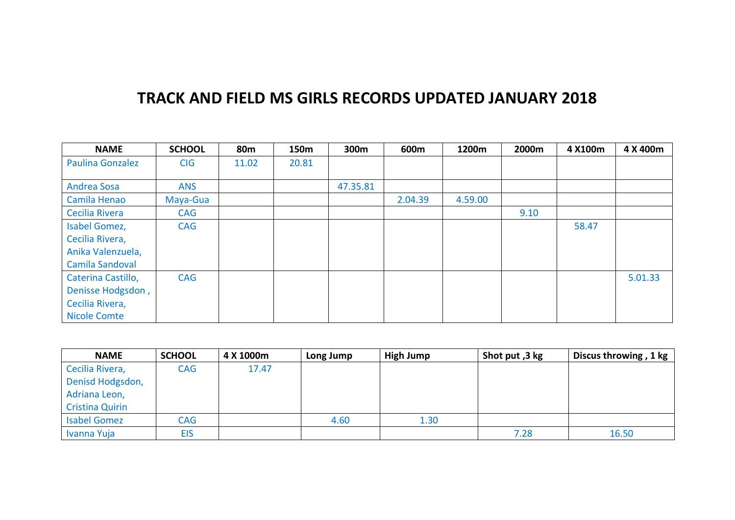# TRACK AND FIELD MS GIRLS RECORDS UPDATED JANUARY 2018

| NAME | SCHOOL | 80m | 150m | 300m | 600m | 1200m | 2000m | 4 X100m | 4 X 400m |
|---|---|---|---|---|---|---|---|---|---|
| Paulina Gonzalez | CIG | 11.02 | 20.81 | | | | | | |
| Andrea Sosa | ANS | | | 47.35.81 | | | | | |
| Camila Henao | Maya-Gua | | | | 2.04.39 | 4.59.00 | | | |
| Cecilia Rivera | CAG | | | | | | 9.10 | | |
| Isabel Gomez, Cecilia Rivera, Anika Valenzuela, Camila Sandoval | CAG | | | | | | | 58.47 | |
| Caterina Castillo, Denisse Hodgsdon , Cecilia Rivera, Nicole Comte | CAG | | | | | | | | 5.01.33 |

| NAME | SCHOOL | 4 X 1000m | Long Jump | High Jump | Shot put ,3 kg | Discus throwing , 1 kg |
|---|---|---|---|---|---|---|
| Cecilia Rivera, Denisd Hodgsdon, Adriana Leon, Cristina Quirin | CAG | 17.47 | | | | |
| Isabel Gomez | CAG | | 4.60 | 1.30 | | |
| Ivanna Yuja | EIS | | | | 7.28 | 16.50 |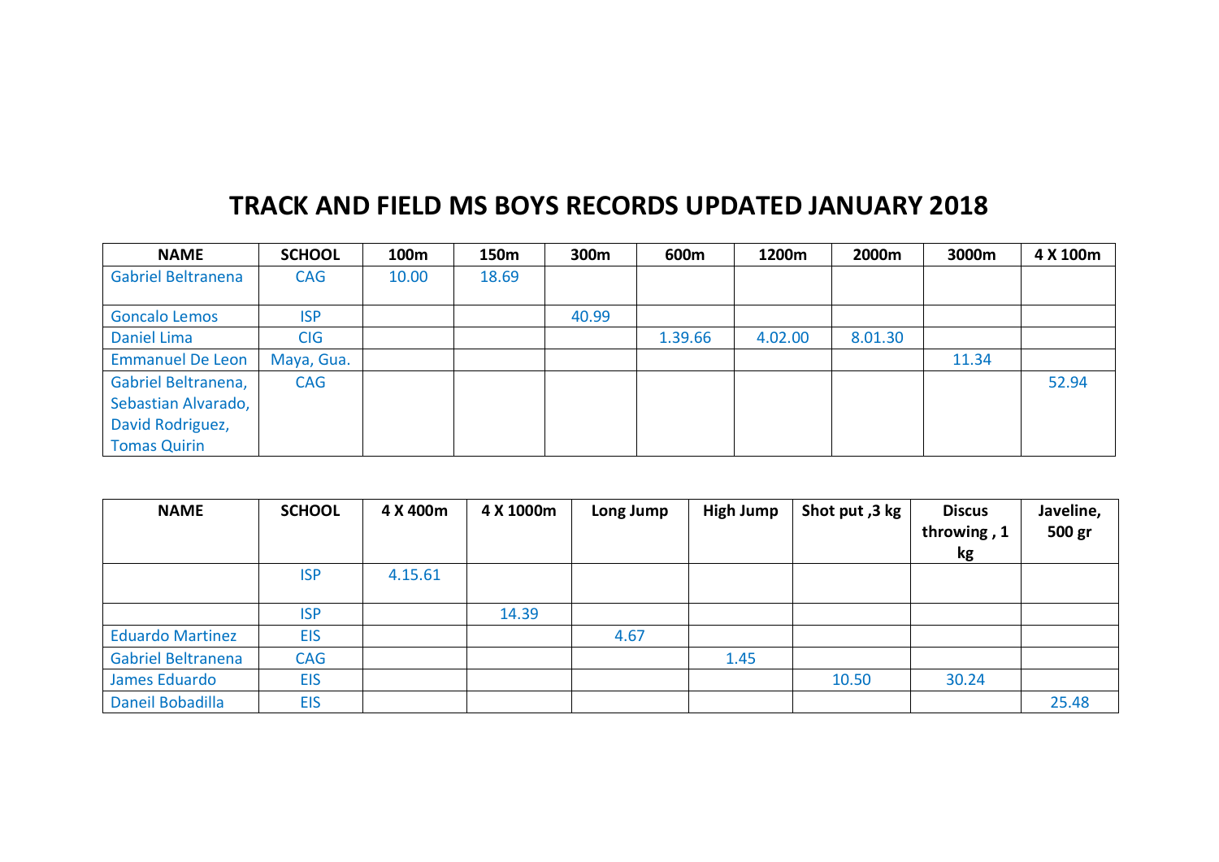# TRACK AND FIELD MS BOYS RECORDS UPDATED JANUARY 2018

| NAME | SCHOOL | 100m | 150m | 300m | 600m | 1200m | 2000m | 3000m | 4 X 100m |
|---|---|---|---|---|---|---|---|---|---|
| Gabriel Beltranena | CAG | 10.00 | 18.69 | | | | | | |
| Goncalo Lemos | ISP | | | 40.99 | | | | | |
| Daniel Lima | CIG | | | | 1.39.66 | 4.02.00 | 8.01.30 | | |
| Emmanuel De Leon | Maya, Gua. | | | | | | | 11.34 | |
| Gabriel Beltranena, Sebastian Alvarado, David Rodriguez, Tomas Quirin | CAG | | | | | | | | 52.94 |

| NAME | SCHOOL | 4 X 400m | 4 X 1000m | Long Jump | High Jump | Shot put ,3 kg | Discus throwing , 1 kg | Javeline, 500 gr |
|---|---|---|---|---|---|---|---|---|
| | ISP | 4.15.61 | | | | | | |
| | ISP | | 14.39 | | | | | |
| Eduardo Martinez | EIS | | | 4.67 | | | | |
| Gabriel Beltranena | CAG | | | | 1.45 | | | |
| James Eduardo | EIS | | | | | 10.50 | 30.24 | |
| Daneil Bobadilla | EIS | | | | | | | 25.48 |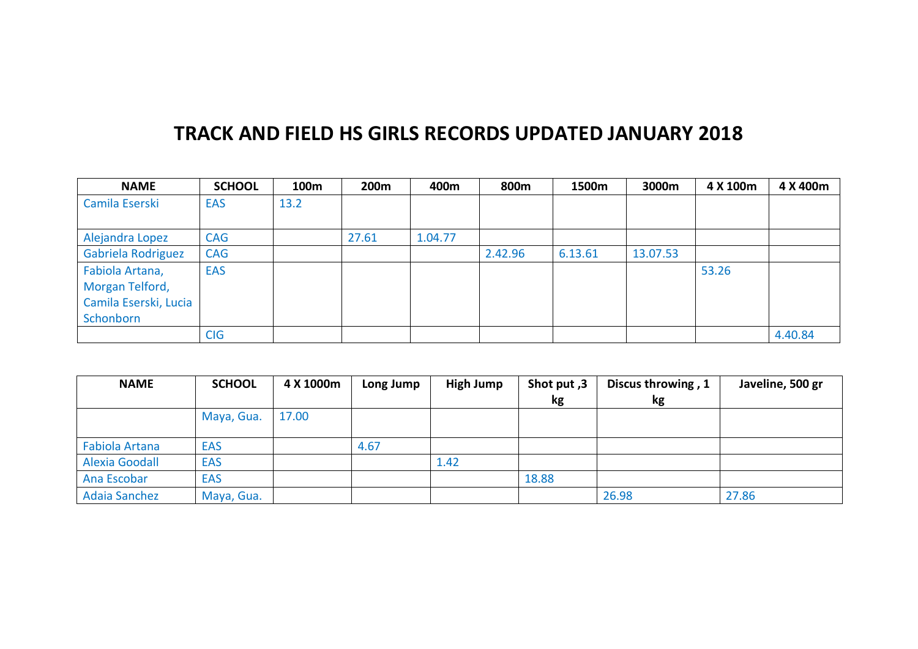# TRACK AND FIELD HS GIRLS RECORDS UPDATED JANUARY 2018

| NAME | SCHOOL | 100m | 200m | 400m | 800m | 1500m | 3000m | 4 X 100m | 4 X 400m |
|---|---|---|---|---|---|---|---|---|---|
| Camila Eserski | EAS | 13.2 | | | | | | | |
| Alejandra Lopez | CAG | | 27.61 | 1.04.77 | | | | | |
| Gabriela Rodriguez | CAG | | | | 2.42.96 | 6.13.61 | 13.07.53 | | |
| Fabiola Artana, Morgan Telford, Camila Eserski, Lucia Schonborn | EAS | | | | | | | 53.26 | |
| | CIG | | | | | | | | 4.40.84 |

| NAME | SCHOOL | 4 X 1000m | Long Jump | High Jump | Shot put ,3 kg | Discus throwing , 1 kg | Javeline, 500 gr |
|---|---|---|---|---|---|---|---|
| | Maya, Gua. | 17.00 | | | | | |
| Fabiola Artana | EAS | | 4.67 | | | | |
| Alexia Goodall | EAS | | | 1.42 | | | |
| Ana Escobar | EAS | | | | 18.88 | | |
| Adaia Sanchez | Maya, Gua. | | | | | 26.98 | 27.86 |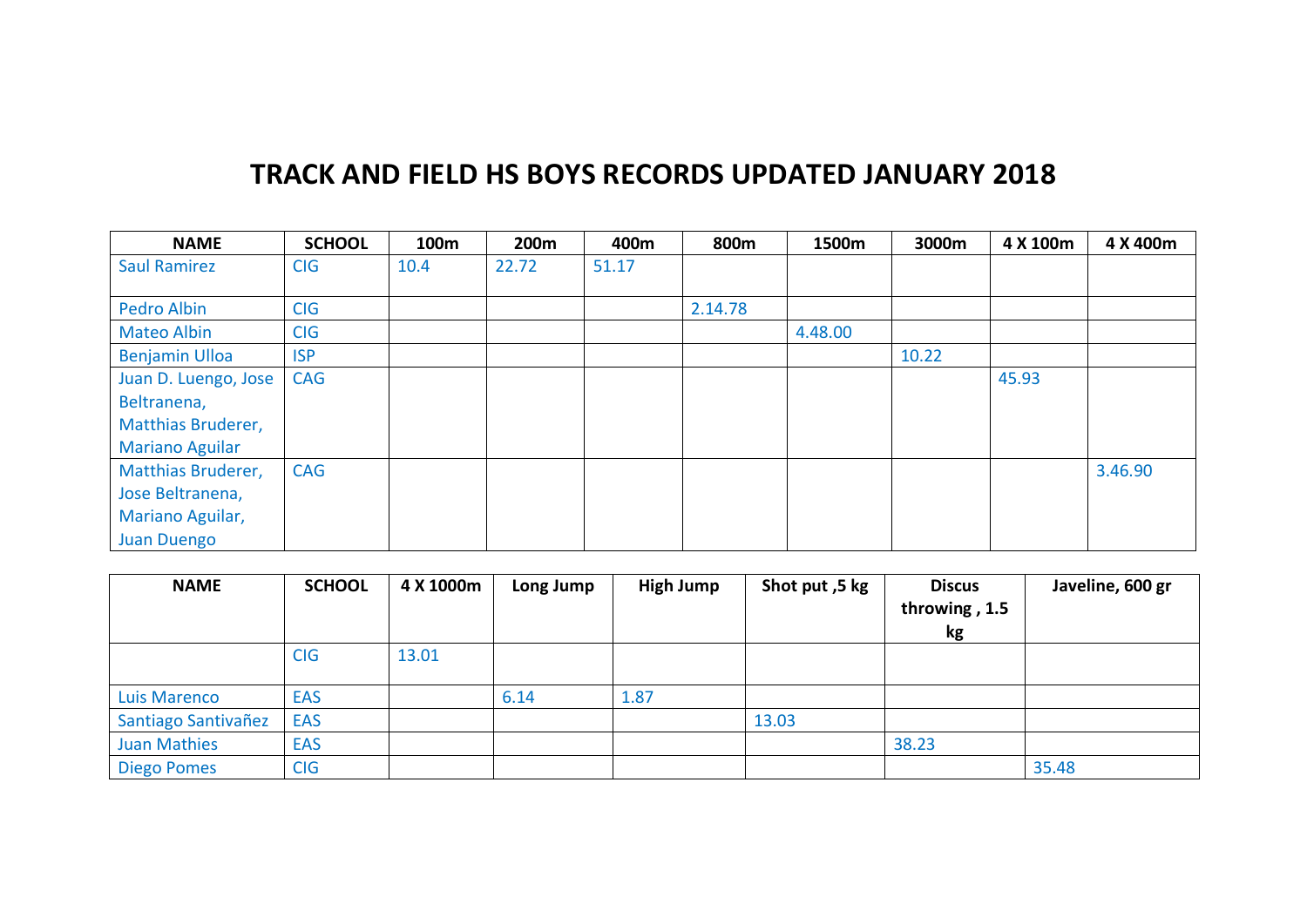# TRACK AND FIELD HS BOYS RECORDS UPDATED JANUARY 2018

| NAME | SCHOOL | 100m | 200m | 400m | 800m | 1500m | 3000m | 4 X 100m | 4 X 400m |
|---|---|---|---|---|---|---|---|---|---|
| Saul Ramirez | CIG | 10.4 | 22.72 | 51.17 | | | | | |
| Pedro Albin | CIG | | | | 2.14.78 | | | | |
| Mateo Albin | CIG | | | | | 4.48.00 | | | |
| Benjamin Ulloa | ISP | | | | | | 10.22 | | |
| Juan D. Luengo, Jose Beltranena, Matthias Bruderer, Mariano Aguilar | CAG | | | | | | | 45.93 | |
| Matthias Bruderer, Jose Beltranena, Mariano Aguilar, Juan Duengo | CAG | | | | | | | | 3.46.90 |

| NAME | SCHOOL | 4 X 1000m | Long Jump | High Jump | Shot put ,5 kg | Discus throwing , 1.5 kg | Javeline, 600 gr |
|---|---|---|---|---|---|---|---|
| | CIG | 13.01 | | | | | |
| Luis Marenco | EAS | | 6.14 | 1.87 | | | |
| Santiago Santivañez | EAS | | | | 13.03 | | |
| Juan Mathies | EAS | | | | | 38.23 | |
| Diego Pomes | CIG | | | | | | 35.48 |